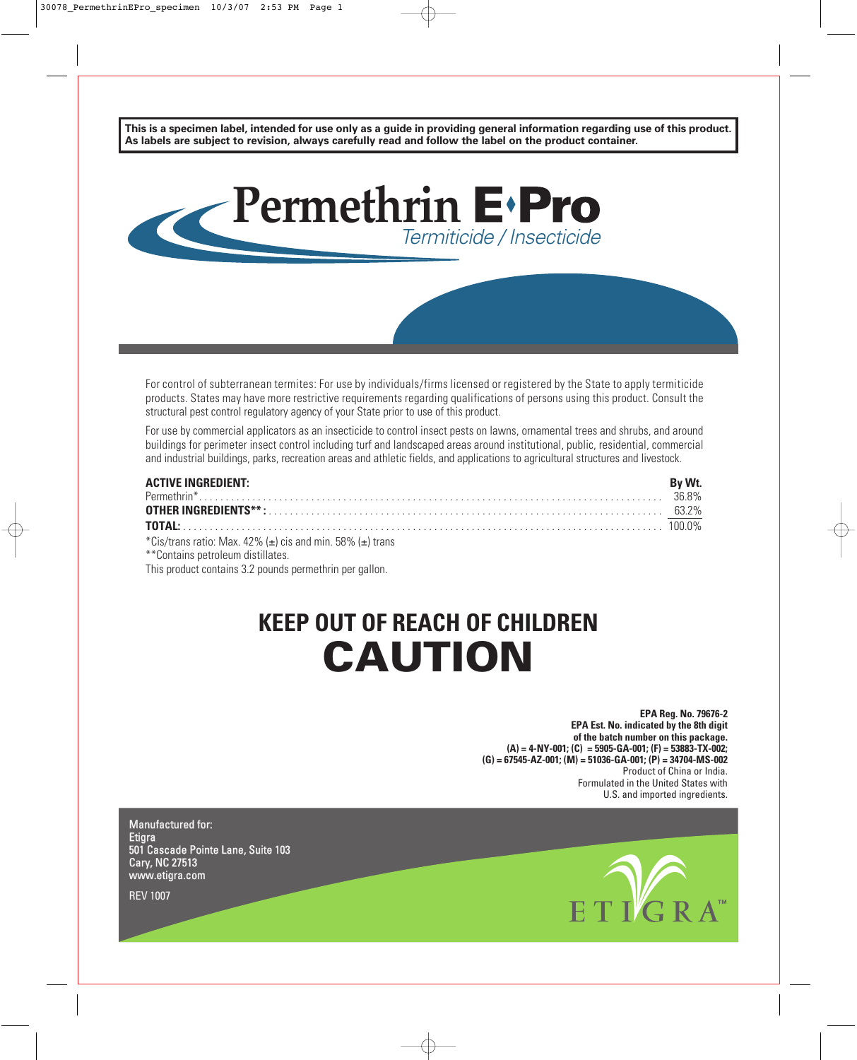**This is a specimen label, intended for use only as a guide in providing general information regarding use of this product. As labels are subject to revision, always carefully read and follow the label on the product container.**

# Permethrin E·Pro

*Termiticide / Insecticide*

For control of subterranean termites: For use by individuals/firms licensed or registered by the State to apply termiticide products. States may have more restrictive requirements regarding qualifications of persons using this product. Consult the structural pest control regulatory agency of your State prior to use of this product.

For use by commercial applicators as an insecticide to control insect pests on lawns, ornamental trees and shrubs, and around buildings for perimeter insect control including turf and landscaped areas around institutional, public, residential, commercial and industrial buildings, parks, recreation areas and athletic fields, and applications to agricultural structures and livestock.

| **ACTIVE INGREDIENT:** | **By Wt.** |
|---|---|
| Permethrin* | 36.8% |
| **OTHER INGREDIENTS\*\*:** | 63.2% |
| **TOTAL:** | 100.0% |

*Cis/trans ratio: Max. 42% (±) cis and min. 58% (±) trans

**Contains petroleum distillates.

This product contains 3.2 pounds permethrin per gallon.

## KEEP OUT OF REACH OF CHILDREN

# CAUTION

**EPA Reg. No. 79676-2**
**EPA Est. No. indicated by the 8th digit of the batch number on this package.**
**(A) = 4-NY-001; (C) = 5905-GA-001; (F) = 53883-TX-002; (G) = 67545-AZ-001; (M) = 51036-GA-001; (P) = 34704-MS-002**
Product of China or India.
Formulated in the United States with U.S. and imported ingredients.

Manufactured for:
Etigra
501 Cascade Pointe Lane, Suite 103
Cary, NC 27513
www.etigra.com

REV 1007

ETIGRA™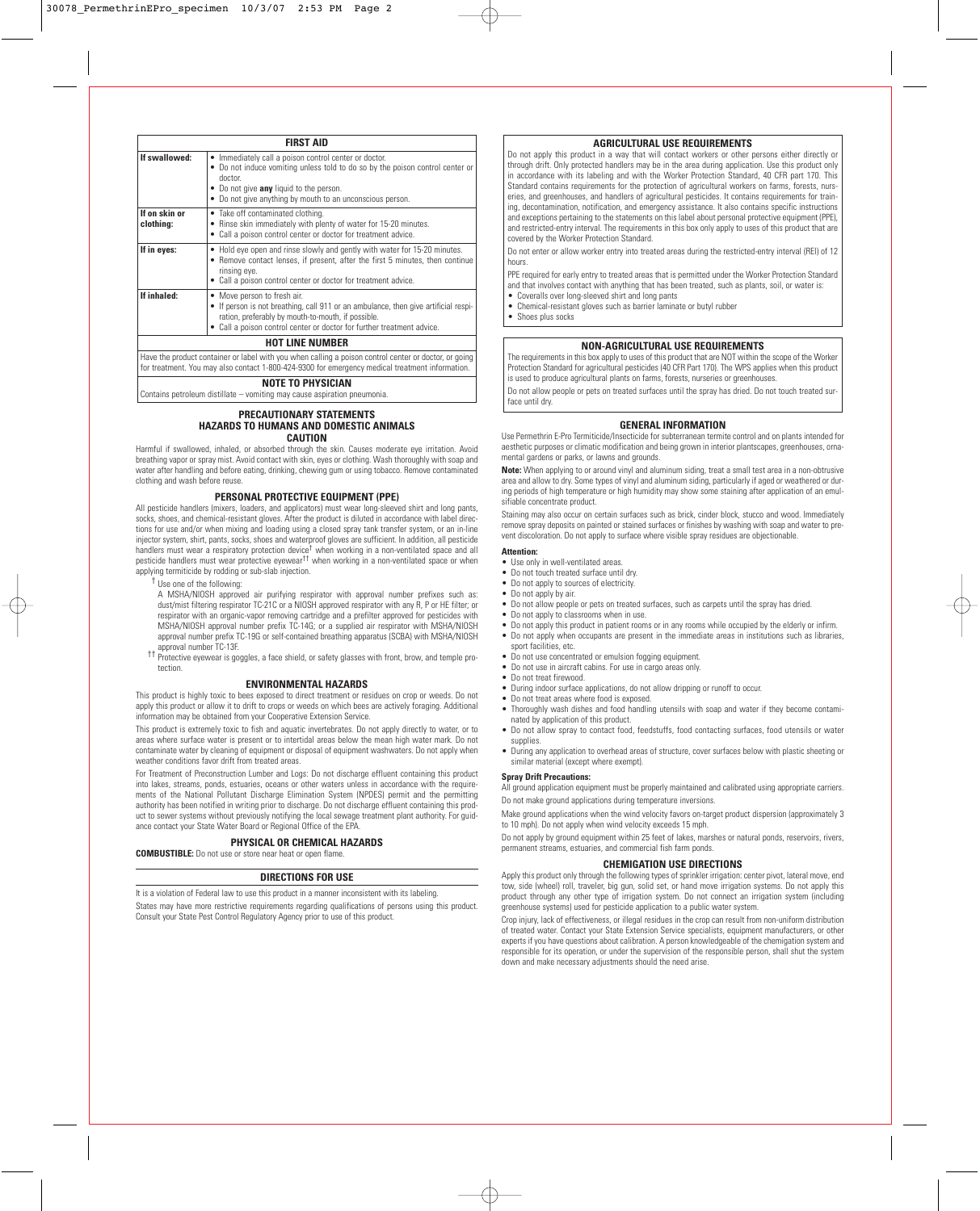## FIRST AID

| | |
|---|---|
| **If swallowed:** | • Immediately call a poison control center or doctor.<br>• Do not induce vomiting unless told to do so by the poison control center or doctor.<br>• Do not give **any** liquid to the person.<br>• Do not give anything by mouth to an unconscious person. |
| **If on skin or clothing:** | • Take off contaminated clothing.<br>• Rinse skin immediately with plenty of water for 15-20 minutes.<br>• Call a poison control center or doctor for treatment advice. |
| **If in eyes:** | • Hold eye open and rinse slowly and gently with water for 15-20 minutes.<br>• Remove contact lenses, if present, after the first 5 minutes, then continue rinsing eye.<br>• Call a poison control center or doctor for treatment advice. |
| **If inhaled:** | • Move person to fresh air.<br>• If person is not breathing, call 911 or an ambulance, then give artificial respiration, preferably by mouth-to-mouth, if possible.<br>• Call a poison control center or doctor for further treatment advice. |

### HOT LINE NUMBER

Have the product container or label with you when calling a poison control center or doctor, or going for treatment. You may also contact 1-800-424-9300 for emergency medical treatment information.

### NOTE TO PHYSICIAN

Contains petroleum distillate – vomiting may cause aspiration pneumonia.

## PRECAUTIONARY STATEMENTS
## HAZARDS TO HUMANS AND DOMESTIC ANIMALS
### CAUTION

Harmful if swallowed, inhaled, or absorbed through the skin. Causes moderate eye irritation. Avoid breathing vapor or spray mist. Avoid contact with skin, eyes or clothing. Wash thoroughly with soap and water after handling and before eating, drinking, chewing gum or using tobacco. Remove contaminated clothing and wash before reuse.

### PERSONAL PROTECTIVE EQUIPMENT (PPE)

All pesticide handlers (mixers, loaders, and applicators) must wear long-sleeved shirt and long pants, socks, shoes, and chemical-resistant gloves. After the product is diluted in accordance with label directions for use and/or when mixing and loading using a closed spray tank transfer system, or an in-line injector system, shirt, pants, socks, shoes and waterproof gloves are sufficient. In addition, all pesticide handlers must wear a respiratory protection device† when working in a non-ventilated space and all pesticide handlers must wear protective eyewear†† when working in a non-ventilated space or when applying termiticide by rodding or sub-slab injection.

† Use one of the following:

A MSHA/NIOSH approved air purifying respirator with approval number prefixes such as: dust/mist filtering respirator TC-21C or a NIOSH approved respirator with any R, P or HE filter; or respirator with an organic-vapor removing cartridge and a prefilter approved for pesticides with MSHA/NIOSH approval number prefix TC-14G; or a supplied air respirator with MSHA/NIOSH approval number prefix TC-19G or self-contained breathing apparatus (SCBA) with MSHA/NIOSH approval number TC-13F.

†† Protective eyewear is goggles, a face shield, or safety glasses with front, brow, and temple protection.

### ENVIRONMENTAL HAZARDS

This product is highly toxic to bees exposed to direct treatment or residues on crop or weeds. Do not apply this product or allow it to drift to crops or weeds on which bees are actively foraging. Additional information may be obtained from your Cooperative Extension Service.

This product is extremely toxic to fish and aquatic invertebrates. Do not apply directly to water, or to areas where surface water is present or to intertidal areas below the mean high water mark. Do not contaminate water by cleaning of equipment or disposal of equipment washwaters. Do not apply when weather conditions favor drift from treated areas.

For Treatment of Preconstruction Lumber and Logs: Do not discharge effluent containing this product into lakes, streams, ponds, estuaries, oceans or other waters unless in accordance with the requirements of the National Pollutant Discharge Elimination System (NPDES) permit and the permitting authority has been notified in writing prior to discharge. Do not discharge effluent containing this product to sewer systems without previously notifying the local sewage treatment plant authority. For guidance contact your State Water Board or Regional Office of the EPA.

### PHYSICAL OR CHEMICAL HAZARDS

**COMBUSTIBLE:** Do not use or store near heat or open flame.

## DIRECTIONS FOR USE

It is a violation of Federal law to use this product in a manner inconsistent with its labeling.

States may have more restrictive requirements regarding qualifications of persons using this product. Consult your State Pest Control Regulatory Agency prior to use of this product.

### AGRICULTURAL USE REQUIREMENTS

Do not apply this product in a way that will contact workers or other persons either directly or through drift. Only protected handlers may be in the area during application. Use this product only in accordance with its labeling and with the Worker Protection Standard, 40 CFR part 170. This Standard contains requirements for the protection of agricultural workers on farms, forests, nurseries, and greenhouses, and handlers of agricultural pesticides. It contains requirements for training, decontamination, notification, and emergency assistance. It also contains specific instructions and exceptions pertaining to the statements on this label about personal protective equipment (PPE), and restricted-entry interval. The requirements in this box only apply to uses of this product that are covered by the Worker Protection Standard.

Do not enter or allow worker entry into treated areas during the restricted-entry interval (REI) of 12 hours.

PPE required for early entry to treated areas that is permitted under the Worker Protection Standard and that involves contact with anything that has been treated, such as plants, soil, or water is:

- Coveralls over long-sleeved shirt and long pants
- Chemical-resistant gloves such as barrier laminate or butyl rubber
- Shoes plus socks

### NON-AGRICULTURAL USE REQUIREMENTS

The requirements in this box apply to uses of this product that are NOT within the scope of the Worker Protection Standard for agricultural pesticides (40 CFR Part 170). The WPS applies when this product is used to produce agricultural plants on farms, forests, nurseries or greenhouses.

Do not allow people or pets on treated surfaces until the spray has dried. Do not touch treated surface until dry.

### GENERAL INFORMATION

Use Permethrin E-Pro Termiticide/Insecticide for subterranean termite control and on plants intended for aesthetic purposes or climatic modification and being grown in interior plantscapes, greenhouses, ornamental gardens or parks, or lawns and grounds.

**Note:** When applying to or around vinyl and aluminum siding, treat a small test area in a non-obtrusive area and allow to dry. Some types of vinyl and aluminum siding, particularly if aged or weathered or during periods of high temperature or high humidity may show some staining after application of an emulsifiable concentrate product.

Staining may also occur on certain surfaces such as brick, cinder block, stucco and wood. Immediately remove spray deposits on painted or stained surfaces or finishes by washing with soap and water to prevent discoloration. Do not apply to surface where visible spray residues are objectionable.

**Attention:**

- Use only in well-ventilated areas.
- Do not touch treated surface until dry.
- Do not apply to sources of electricity.
- Do not apply by air.
- Do not allow people or pets on treated surfaces, such as carpets until the spray has dried.
- Do not apply to classrooms when in use.
- Do not apply this product in patient rooms or in any rooms while occupied by the elderly or infirm.
- Do not apply when occupants are present in the immediate areas in institutions such as libraries, sport facilities, etc.
- Do not use concentrated or emulsion fogging equipment.
- Do not use in aircraft cabins. For use in cargo areas only.
- Do not treat firewood.
- During indoor surface applications, do not allow dripping or runoff to occur.
- Do not treat areas where food is exposed.
- Thoroughly wash dishes and food handling utensils with soap and water if they become contaminated by application of this product.
- Do not allow spray to contact food, feedstuffs, food contacting surfaces, food utensils or water supplies.
- During any application to overhead areas of structure, cover surfaces below with plastic sheeting or similar material (except where exempt).

**Spray Drift Precautions:**

All ground application equipment must be properly maintained and calibrated using appropriate carriers.

Do not make ground applications during temperature inversions.

Make ground applications when the wind velocity favors on-target product dispersion (approximately 3 to 10 mph). Do not apply when wind velocity exceeds 15 mph.

Do not apply by ground equipment within 25 feet of lakes, marshes or natural ponds, reservoirs, rivers, permanent streams, estuaries, and commercial fish farm ponds.

### CHEMIGATION USE DIRECTIONS

Apply this product only through the following types of sprinkler irrigation: center pivot, lateral move, end tow, side (wheel) roll, traveler, big gun, solid set, or hand move irrigation systems. Do not apply this product through any other type of irrigation system. Do not connect an irrigation system (including greenhouse systems) used for pesticide application to a public water system.

Crop injury, lack of effectiveness, or illegal residues in the crop can result from non-uniform distribution of treated water. Contact your State Extension Service specialists, equipment manufacturers, or other experts if you have questions about calibration. A person knowledgeable of the chemigation system and responsible for its operation, or under the supervision of the responsible person, shall shut the system down and make necessary adjustments should the need arise.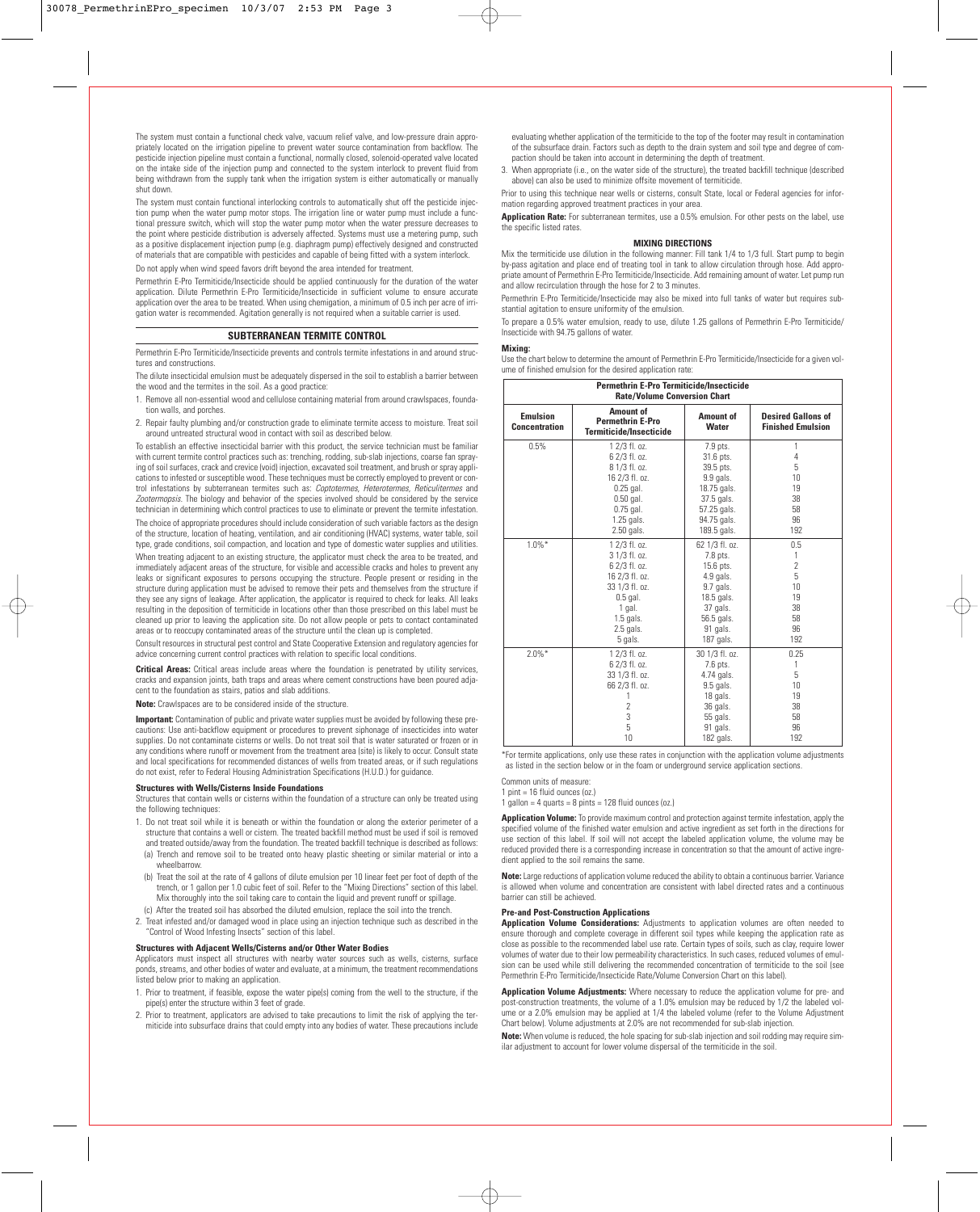The system must contain a functional check valve, vacuum relief valve, and low-pressure drain appropriately located on the irrigation pipeline to prevent water source contamination from backflow. The pesticide injection pipeline must contain a functional, normally closed, solenoid-operated valve located on the intake side of the injection pump and connected to the system interlock to prevent fluid from being withdrawn from the supply tank when the irrigation system is either automatically or manually shut down.

The system must contain functional interlocking controls to automatically shut off the pesticide injection pump when the water pump motor stops. The irrigation line or water pump must include a functional pressure switch, which will stop the water pump motor when the water pressure decreases to the point where pesticide distribution is adversely affected. Systems must use a metering pump, such as a positive displacement injection pump (e.g. diaphragm pump) effectively designed and constructed of materials that are compatible with pesticides and capable of being fitted with a system interlock.

Do not apply when wind speed favors drift beyond the area intended for treatment.

Permethrin E-Pro Termiticide/Insecticide should be applied continuously for the duration of the water application. Dilute Permethrin E-Pro Termiticide/Insecticide in sufficient volume to ensure accurate application over the area to be treated. When using chemigation, a minimum of 0.5 inch per acre of irrigation water is recommended. Agitation generally is not required when a suitable carrier is used.

## SUBTERRANEAN TERMITE CONTROL

Permethrin E-Pro Termiticide/Insecticide prevents and controls termite infestations in and around structures and constructions.

The dilute insecticidal emulsion must be adequately dispersed in the soil to establish a barrier between the wood and the termites in the soil. As a good practice:

1. Remove all non-essential wood and cellulose containing material from around crawlspaces, foundation walls, and porches.
2. Repair faulty plumbing and/or construction grade to eliminate termite access to moisture. Treat soil around untreated structural wood in contact with soil as described below.

To establish an effective insecticidal barrier with this product, the service technician must be familiar with current termite control practices such as: trenching, rodding, sub-slab injections, coarse fan spraying of soil surfaces, crack and crevice (void) injection, excavated soil treatment, and brush or spray applications to infested or susceptible wood. These techniques must be correctly employed to prevent or control infestations by subterranean termites such as: *Coptotermes, Heterotermes, Reticulitermes* and *Zootermopsis*. The biology and behavior of the species involved should be considered by the service technician in determining which control practices to use to eliminate or prevent the termite infestation.

The choice of appropriate procedures should include consideration of such variable factors as the design of the structure, location of heating, ventilation, and air conditioning (HVAC) systems, water table, soil type, grade conditions, soil compaction, and location and type of domestic water supplies and utilities.

When treating adjacent to an existing structure, the applicator must check the area to be treated, and immediately adjacent areas of the structure, for visible and accessible cracks and holes to prevent any leaks or significant exposures to persons occupying the structure. People present or residing in the structure during application must be advised to remove their pets and themselves from the structure if they see any signs of leakage. After application, the applicator is required to check for leaks. All leaks resulting in the deposition of termiticide in locations other than those prescribed on this label must be cleaned up prior to leaving the application site. Do not allow people or pets to contact contaminated areas or to reoccupy contaminated areas of the structure until the clean up is completed.

Consult resources in structural pest control and State Cooperative Extension and regulatory agencies for advice concerning current control practices with relation to specific local conditions.

**Critical Areas:** Critical areas include areas where the foundation is penetrated by utility services, cracks and expansion joints, bath traps and areas where cement constructions have been poured adjacent to the foundation as stairs, patios and slab additions.

**Note:** Crawlspaces are to be considered inside of the structure.

**Important:** Contamination of public and private water supplies must be avoided by following these precautions: Use anti-backflow equipment or procedures to prevent siphonage of insecticides into water supplies. Do not contaminate cisterns or wells. Do not treat soil that is water saturated or frozen or in any conditions where runoff or movement from the treatment area (site) is likely to occur. Consult state and local specifications for recommended distances of wells from treated areas, or if such regulations do not exist, refer to Federal Housing Administration Specifications (H.U.D.) for guidance.

### Structures with Wells/Cisterns Inside Foundations

Structures that contain wells or cisterns within the foundation of a structure can only be treated using the following techniques:

1. Do not treat soil while it is beneath or within the foundation or along the exterior perimeter of a structure that contains a well or cistern. The treated backfill method must be used if soil is removed and treated outside/away from the foundation. The treated backfill technique is described as follows:
   (a) Trench and remove soil to be treated onto heavy plastic sheeting or similar material or into a wheelbarrow.
   (b) Treat the soil at the rate of 4 gallons of dilute emulsion per 10 linear feet per foot of depth of the trench, or 1 gallon per 1.0 cubic feet of soil. Refer to the "Mixing Directions" section of this label. Mix thoroughly into the soil taking care to contain the liquid and prevent runoff or spillage.
   (c) After the treated soil has absorbed the diluted emulsion, replace the soil into the trench.
2. Treat infested and/or damaged wood in place using an injection technique such as described in the "Control of Wood Infesting Insects" section of this label.

### Structures with Adjacent Wells/Cisterns and/or Other Water Bodies

Applicators must inspect all structures with nearby water sources such as wells, cisterns, surface ponds, streams, and other bodies of water and evaluate, at a minimum, the treatment recommendations listed below prior to making an application.

1. Prior to treatment, if feasible, expose the water pipe(s) coming from the well to the structure, if the pipe(s) enter the structure within 3 feet of grade.
2. Prior to treatment, applicators are advised to take precautions to limit the risk of applying the termiticide into subsurface drains that could empty into any bodies of water. These precautions include evaluating whether application of the termiticide to the top of the footer may result in contamination of the subsurface drain. Factors such as depth to the drain system and soil type and degree of compaction should be taken into account in determining the depth of treatment.
3. When appropriate (i.e., on the water side of the structure), the treated backfill technique (described above) can also be used to minimize offsite movement of termiticide.

Prior to using this technique near wells or cisterns, consult State, local or Federal agencies for information regarding approved treatment practices in your area.

**Application Rate:** For subterranean termites, use a 0.5% emulsion. For other pests on the label, use the specific listed rates.

### MIXING DIRECTIONS

Mix the termiticide use dilution in the following manner: Fill tank 1/4 to 1/3 full. Start pump to begin by-pass agitation and place end of treating tool in tank to allow circulation through hose. Add appropriate amount of Permethrin E-Pro Termiticide/Insecticide. Add remaining amount of water. Let pump run and allow recirculation through the hose for 2 to 3 minutes.

Permethrin E-Pro Termiticide/Insecticide may also be mixed into full tanks of water but requires substantial agitation to ensure uniformity of the emulsion.

To prepare a 0.5% water emulsion, ready to use, dilute 1.25 gallons of Permethrin E-Pro Termiticide/Insecticide with 94.75 gallons of water.

**Mixing:**

Use the chart below to determine the amount of Permethrin E-Pro Termiticide/Insecticide for a given volume of finished emulsion for the desired application rate:

**Permethrin E-Pro Termiticide/Insecticide Rate/Volume Conversion Chart**

| Emulsion Concentration | Amount of Permethrin E-Pro Termiticide/Insecticide | Amount of Water | Desired Gallons of Finished Emulsion |
|---|---|---|---|
| 0.5% | 1 2/3 fl. oz. | 7.9 pts. | 1 |
| | 6 2/3 fl. oz. | 31.6 pts. | 4 |
| | 8 1/3 fl. oz. | 39.5 pts. | 5 |
| | 16 2/3 fl. oz. | 9.9 gals. | 10 |
| | 0.25 gal. | 18.75 gals. | 19 |
| | 0.50 gal. | 37.5 gals. | 38 |
| | 0.75 gal. | 57.25 gals. | 58 |
| | 1.25 gals. | 94.75 gals. | 96 |
| | 2.50 gals. | 189.5 gals. | 192 |
| 1.0%* | 1 2/3 fl. oz. | 62 1/3 fl. oz. | 0.5 |
| | 3 1/3 fl. oz. | 7.8 pts. | 1 |
| | 6 2/3 fl. oz. | 15.6 pts. | 2 |
| | 16 2/3 fl. oz. | 4.9 gals. | 5 |
| | 33 1/3 fl. oz. | 9.7 gals. | 10 |
| | 0.5 gal. | 18.5 gals. | 19 |
| | 1 gal. | 37 gals. | 38 |
| | 1.5 gals. | 56.5 gals. | 58 |
| | 2.5 gals. | 91 gals. | 96 |
| | 5 gals. | 187 gals. | 192 |
| 2.0%* | 1 2/3 fl. oz. | 30 1/3 fl. oz. | 0.25 |
| | 6 2/3 fl. oz. | 7.6 pts. | 1 |
| | 33 1/3 fl. oz. | 4.74 gals. | 5 |
| | 66 2/3 fl. oz. | 9.5 gals. | 10 |
| | 1 | 18 gals. | 19 |
| | 2 | 36 gals. | 38 |
| | 3 | 55 gals. | 58 |
| | 5 | 91 gals. | 96 |
| | 10 | 182 gals. | 192 |

*For termite applications, only use these rates in conjunction with the application volume adjustments as listed in the section below or in the foam or underground service application sections.

Common units of measure:
1 pint = 16 fluid ounces (oz.)
1 gallon = 4 quarts = 8 pints = 128 fluid ounces (oz.)

**Application Volume:** To provide maximum control and protection against termite infestation, apply the specified volume of the finished water emulsion and active ingredient as set forth in the directions for use section of this label. If soil will not accept the labeled application volume, the volume may be reduced provided there is a corresponding increase in concentration so that the amount of active ingredient applied to the soil remains the same.

**Note:** Large reductions of application volume reduced the ability to obtain a continuous barrier. Variance is allowed when volume and concentration are consistent with label directed rates and a continuous barrier can still be achieved.

### Pre-and Post-Construction Applications

**Application Volume Considerations:** Adjustments to application volumes are often needed to ensure thorough and complete coverage in different soil types while keeping the application rate as close as possible to the recommended label use rate. Certain types of soils, such as clay, require lower volumes of water due to their low permeability characteristics. In such cases, reduced volumes of emulsion can be used while still delivering the recommended concentration of termiticide to the soil (see Permethrin E-Pro Termiticide/Insecticide Rate/Volume Conversion Chart on this label).

**Application Volume Adjustments:** Where necessary to reduce the application volume for pre- and post-construction treatments, the volume of a 1.0% emulsion may be reduced by 1/2 the labeled volume or a 2.0% emulsion may be applied at 1/4 the labeled volume (refer to the Volume Adjustment Chart below). Volume adjustments at 2.0% are not recommended for sub-slab injection.

**Note:** When volume is reduced, the hole spacing for sub-slab injection and soil rodding may require similar adjustment to account for lower volume dispersal of the termiticide in the soil.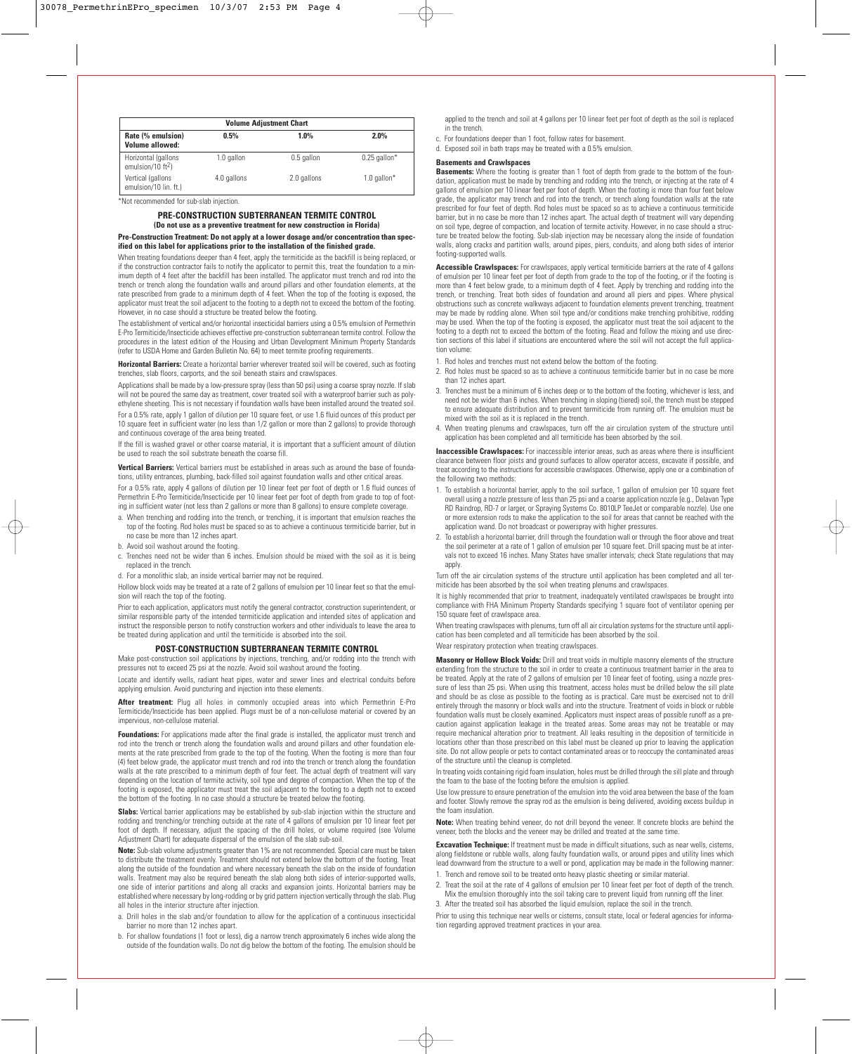| Volume Adjustment Chart | | | |
|---|---|---|---|
| **Rate (% emulsion) Volume allowed:** | **0.5%** | **1.0%** | **2.0%** |
| Horizontal (gallons emulsion/10 ft$^2$) | 1.0 gallon | 0.5 gallon | 0.25 gallon* |
| Vertical (gallons emulsion/10 lin. ft.) | 4.0 gallons | 2.0 gallons | 1.0 gallon* |

*Not recommended for sub-slab injection.

## PRE-CONSTRUCTION SUBTERRANEAN TERMITE CONTROL

**(Do not use as a preventive treatment for new construction in Florida)**

**Pre-Construction Treatment: Do not apply at a lower dosage and/or concentration than specified on this label for applications prior to the installation of the finished grade.**

When treating foundations deeper than 4 feet, apply the termiticide as the backfill is being replaced, or if the construction contractor fails to notify the applicator to permit this, treat the foundation to a minimum depth of 4 feet after the backfill has been installed. The applicator must trench and rod into the trench or trench along the foundation walls and around pillars and other foundation elements, at the rate prescribed from grade to a minimum depth of 4 feet. When the top of the footing is exposed, the applicator must treat the soil adjacent to the footing to a depth not to exceed the bottom of the footing. However, in no case should a structure be treated below the footing.

The establishment of vertical and/or horizontal insecticidal barriers using a 0.5% emulsion of Permethrin E-Pro Termiticide/Insecticide achieves effective pre-construction subterranean termite control. Follow the procedures in the latest edition of the Housing and Urban Development Minimum Property Standards (refer to USDA Home and Garden Bulletin No. 64) to meet termite proofing requirements.

**Horizontal Barriers:** Create a horizontal barrier wherever treated soil will be covered, such as footing trenches, slab floors, carports, and the soil beneath stairs and crawlspaces.

Applications shall be made by a low-pressure spray (less than 50 psi) using a coarse spray nozzle. If slab will not be poured the same day as treatment, cover treated soil with a waterproof barrier such as polyethylene sheeting. This is not necessary if foundation walls have been installed around the treated soil.

For a 0.5% rate, apply 1 gallon of dilution per 10 square feet, or use 1.6 fluid ounces of this product per 10 square feet in sufficient water (no less than 1/2 gallon or more than 2 gallons) to provide thorough and continuous coverage of the area being treated.

If the fill is washed gravel or other coarse material, it is important that a sufficient amount of dilution be used to reach the soil substrate beneath the coarse fill.

**Vertical Barriers:** Vertical barriers must be established in areas such as around the base of foundations, utility entrances, plumbing, back-filled soil against foundation walls and other critical areas.

For a 0.5% rate, apply 4 gallons of dilution per 10 linear feet per foot of depth or 1.6 fluid ounces of Permethrin E-Pro Termiticide/Insecticide per 10 linear feet per foot of depth from grade to top of footing in sufficient water (not less than 2 gallons or more than 8 gallons) to ensure complete coverage.

a. When trenching and rodding into the trench, or trenching, it is important that emulsion reaches the top of the footing. Rod holes must be spaced so as to achieve a continuous termiticide barrier, but in no case be more than 12 inches apart.
b. Avoid soil washout around the footing.
c. Trenches need not be wider than 6 inches. Emulsion should be mixed with the soil as it is being replaced in the trench.
d. For a monolithic slab, an inside vertical barrier may not be required.

Hollow block voids may be treated at a rate of 2 gallons of emulsion per 10 linear feet so that the emulsion will reach the top of the footing.

Prior to each application, applicators must notify the general contractor, construction superintendent, or similar responsible party of the intended termiticide application and intended sites of application and instruct the responsible person to notify construction workers and other individuals to leave the area to be treated during application and until the termiticide is absorbed into the soil.

## POST-CONSTRUCTION SUBTERRANEAN TERMITE CONTROL

Make post-construction soil applications by injections, trenching, and/or rodding into the trench with pressures not to exceed 25 psi at the nozzle. Avoid soil washout around the footing.

Locate and identify wells, radiant heat pipes, water and sewer lines and electrical conduits before applying emulsion. Avoid puncturing and injection into these elements.

**After treatment:** Plug all holes in commonly occupied areas into which Permethrin E-Pro Termiticide/Insecticide has been applied. Plugs must be of a non-cellulose material or covered by an impervious, non-cellulose material.

**Foundations:** For applications made after the final grade is installed, the applicator must trench and rod into the trench or trench along the foundation walls and around pillars and other foundation elements at the rate prescribed from grade to the top of the footing. When the footing is more than four (4) feet below grade, the applicator must trench and rod into the trench or trench along the foundation walls at the rate prescribed to a minimum depth of four feet. The actual depth of treatment will vary depending on the location of termite activity, soil type and degree of compaction. When the top of the footing is exposed, the applicator must treat the soil adjacent to the footing to a depth not to exceed the bottom of the footing. In no case should a structure be treated below the footing.

**Slabs:** Vertical barrier applications may be established by sub-slab injection within the structure and rodding and trenching/or trenching outside at the rate of 4 gallons of emulsion per 10 linear feet per foot of depth. If necessary, adjust the spacing of the drill holes, or volume required (see Volume Adjustment Chart) for adequate dispersal of the emulsion of the slab sub-soil.

**Note:** Sub-slab volume adjustments greater than 1% are not recommended. Special care must be taken to distribute the treatment evenly. Treatment should not extend below the bottom of the footing. Treat along the outside of the foundation and where necessary beneath the slab on the inside of foundation walls. Treatment may also be required beneath the slab along both sides of interior-supported walls, one side of interior partitions and along all cracks and expansion joints. Horizontal barriers may be established where necessary by long-rodding or by grid pattern injection vertically through the slab. Plug all holes in the interior structure after injection.

a. Drill holes in the slab and/or foundation to allow for the application of a continuous insecticidal barrier no more than 12 inches apart.
b. For shallow foundations (1 foot or less), dig a narrow trench approximately 6 inches wide along the outside of the foundation walls. Do not dig below the bottom of the footing. The emulsion should be applied to the trench and soil at 4 gallons per 10 linear feet per foot of depth as the soil is replaced in the trench.
c. For foundations deeper than 1 foot, follow rates for basement.
d. Exposed soil in bath traps may be treated with a 0.5% emulsion.

### Basements and Crawlspaces

**Basements:** Where the footing is greater than 1 foot of depth from grade to the bottom of the foundation, application must be made by trenching and rodding into the trench, or injecting at the rate of 4 gallons of emulsion per 10 linear feet per foot of depth. When the footing is more than four feet below grade, the applicator may trench and rod into the trench, or trench along foundation walls at the rate prescribed for four feet of depth. Rod holes must be spaced so as to achieve a continuous termiticide barrier, but in no case be more than 12 inches apart. The actual depth of treatment will vary depending on soil type, degree of compaction, and location of termite activity. However, in no case should a structure be treated below the footing. Sub-slab injection may be necessary along the inside of foundation walls, along cracks and partition walls, around pipes, piers, conduits, and along both sides of interior footing-supported walls.

**Accessible Crawlspaces:** For crawlspaces, apply vertical termiticide barriers at the rate of 4 gallons of emulsion per 10 linear feet per foot of depth from grade to the top of the footing, or if the footing is more than 4 feet below grade, to a minimum depth of 4 feet. Apply by trenching and rodding into the trench, or trenching. Treat both sides of foundation and around all piers and pipes. Where physical obstructions such as concrete walkways adjacent to foundation elements prevent trenching, treatment may be made by rodding alone. When soil type and/or conditions make trenching prohibitive, rodding may be used. When the top of the footing is exposed, the applicator must treat the soil adjacent to the footing to a depth not to exceed the bottom of the footing. Read and follow the mixing and use direction sections of this label if situations are encountered where the soil will not accept the full application volume:

1. Rod holes and trenches must not extend below the bottom of the footing.
2. Rod holes must be spaced so as to achieve a continuous termiticide barrier but in no case be more than 12 inches apart.
3. Trenches must be a minimum of 6 inches deep or to the bottom of the footing, whichever is less, and need not be wider than 6 inches. When trenching in sloping (tiered) soil, the trench must be stepped to ensure adequate distribution and to prevent termiticide from running off. The emulsion must be mixed with the soil as it is replaced in the trench.
4. When treating plenums and crawlspaces, turn off the air circulation system of the structure until application has been completed and all termiticide has been absorbed by the soil.

**Inaccessible Crawlspaces:** For inaccessible interior areas, such as areas where there is insufficient clearance between floor joists and ground surfaces to allow operator access, excavate if possible, and treat according to the instructions for accessible crawlspaces. Otherwise, apply one or a combination of the following two methods:

1. To establish a horizontal barrier, apply to the soil surface, 1 gallon of emulsion per 10 square feet overall using a nozzle pressure of less than 25 psi and a coarse application nozzle (e.g., Delavan Type RD Raindrop, RD-7 or larger, or Spraying Systems Co. 8010LP TeeJet or comparable nozzle). Use one or more extension rods to make the application to the soil for areas that cannot be reached with the application wand. Do not broadcast or powerspray with higher pressures.
2. To establish a horizontal barrier, drill through the foundation wall or through the floor above and treat the soil perimeter at a rate of 1 gallon of emulsion per 10 square feet. Drill spacing must be at intervals not to exceed 16 inches. Many States have smaller intervals; check State regulations that may apply.

Turn off the air circulation systems of the structure until application has been completed and all termiticide has been absorbed by the soil when treating plenums and crawlspaces.

It is highly recommended that prior to treatment, inadequately ventilated crawlspaces be brought into compliance with FHA Minimum Property Standards specifying 1 square foot of ventilator opening per 150 square feet of crawlspace area.

When treating crawlspaces with plenums, turn off all air circulation systems for the structure until application has been completed and all termiticide has been absorbed by the soil.

Wear respiratory protection when treating crawlspaces.

**Masonry or Hollow Block Voids:** Drill and treat voids in multiple masonry elements of the structure extending from the structure to the soil in order to create a continuous treatment barrier in the area to be treated. Apply at the rate of 2 gallons of emulsion per 10 linear feet of footing, using a nozzle pressure of less than 25 psi. When using this treatment, access holes must be drilled below the sill plate and should be as close as possible to the footing as is practical. Care must be exercised not to drill entirely through the masonry or block walls and into the structure. Treatment of voids in block or rubble foundation walls must be closely examined. Applicators must inspect areas of possible runoff as a precaution against application leakage in the treated areas. Some areas may not be treatable or may require mechanical alteration prior to treatment. All leaks resulting in the deposition of termiticide in locations other than those prescribed on this label must be cleaned up prior to leaving the application site. Do not allow people or pets to contact contaminated areas or to reoccupy the contaminated areas of the structure until the cleanup is completed.

In treating voids containing rigid foam insulation, holes must be drilled through the sill plate and through the foam to the base of the footing before the emulsion is applied.

Use low pressure to ensure penetration of the emulsion into the void area between the base of the foam and footer. Slowly remove the spray rod as the emulsion is being delivered, avoiding excess buildup in the foam insulation.

**Note:** When treating behind veneer, do not drill beyond the veneer. If concrete blocks are behind the veneer, both the blocks and the veneer may be drilled and treated at the same time.

**Excavation Technique:** If treatment must be made in difficult situations, such as near wells, cisterns, along fieldstone or rubble walls, along faulty foundation walls, or around pipes and utility lines which lead downward from the structure to a well or pond, application may be made in the following manner:

1. Trench and remove soil to be treated onto heavy plastic sheeting or similar material.
2. Treat the soil at the rate of 4 gallons of emulsion per 10 linear feet per foot of depth of the trench. Mix the emulsion thoroughly into the soil taking care to prevent liquid from running off the liner.
3. After the treated soil has absorbed the liquid emulsion, replace the soil in the trench.

Prior to using this technique near wells or cisterns, consult state, local or federal agencies for information regarding approved treatment practices in your area.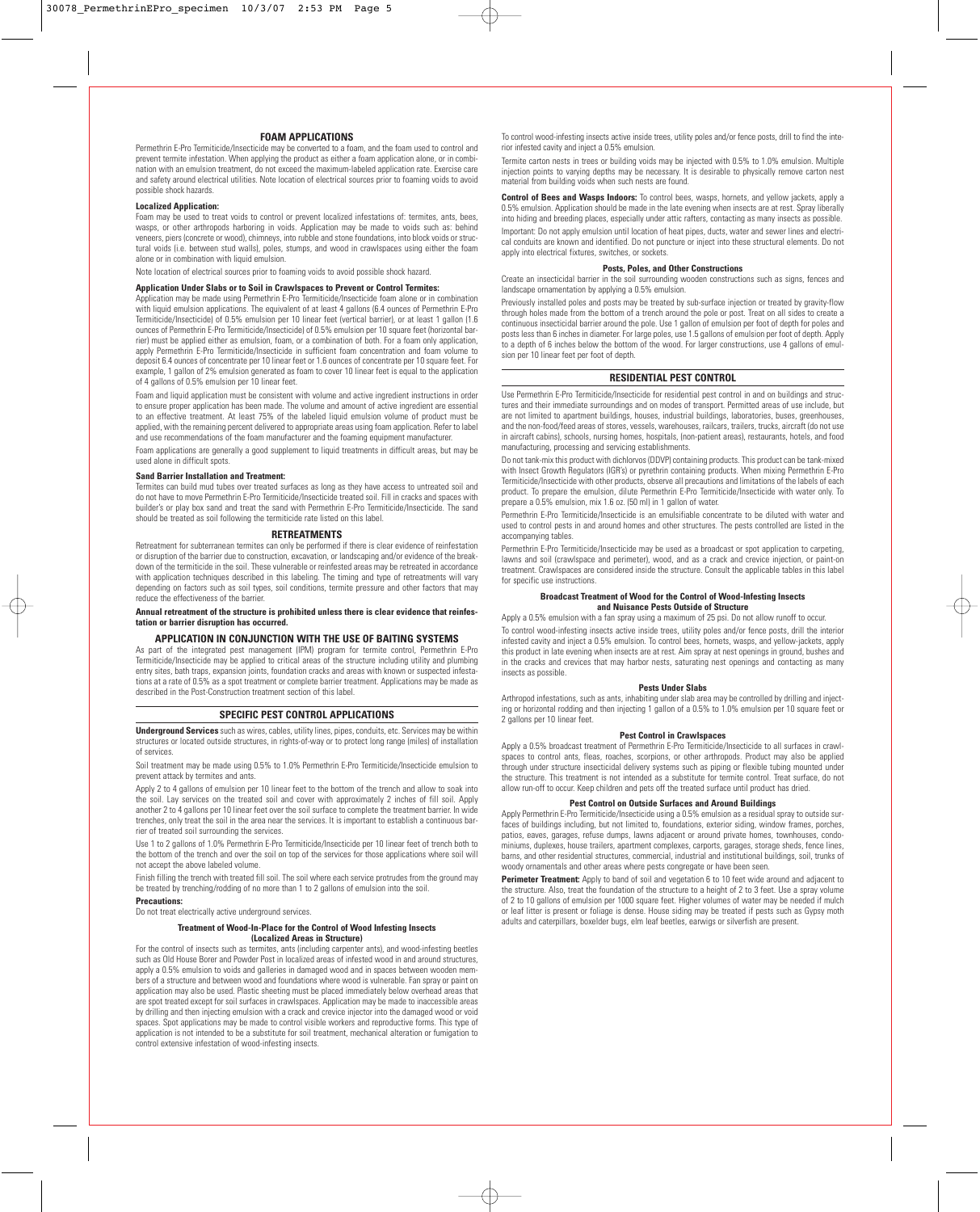## FOAM APPLICATIONS

Permethrin E-Pro Termiticide/Insecticide may be converted to a foam, and the foam used to control and prevent termite infestation. When applying the product as either a foam application alone, or in combination with an emulsion treatment, do not exceed the maximum-labeled application rate. Exercise care and safety around electrical utilities. Note location of electrical sources prior to foaming voids to avoid possible shock hazards.

**Localized Application:**

Foam may be used to treat voids to control or prevent localized infestations of: termites, ants, bees, wasps, or other arthropods harboring in voids. Application may be made to voids such as: behind veneers, piers (concrete or wood), chimneys, into rubble and stone foundations, into block voids or structural voids (i.e. between stud walls), poles, stumps, and wood in crawlspaces using either the foam alone or in combination with liquid emulsion.

Note location of electrical sources prior to foaming voids to avoid possible shock hazard.

**Application Under Slabs or to Soil in Crawlspaces to Prevent or Control Termites:**

Application may be made using Permethrin E-Pro Termiticide/Insecticide foam alone or in combination with liquid emulsion applications. The equivalent of at least 4 gallons (6.4 ounces of Permethrin E-Pro Termiticide/Insecticide) of 0.5% emulsion per 10 linear feet (vertical barrier), or at least 1 gallon (1.6 ounces of Permethrin E-Pro Termiticide/Insecticide) of 0.5% emulsion per 10 square feet (horizontal barrier) must be applied either as emulsion, foam, or a combination of both. For a foam only application, apply Permethrin E-Pro Termiticide/Insecticide in sufficient foam concentration and foam volume to deposit 6.4 ounces of concentrate per 10 linear feet or 1.6 ounces of concentrate per 10 square feet. For example, 1 gallon of 2% emulsion generated as foam to cover 10 linear feet is equal to the application of 4 gallons of 0.5% emulsion per 10 linear feet.

Foam and liquid application must be consistent with volume and active ingredient instructions in order to ensure proper application has been made. The volume and amount of active ingredient are essential to an effective treatment. At least 75% of the labeled liquid emulsion volume of product must be applied, with the remaining percent delivered to appropriate areas using foam application. Refer to label and use recommendations of the foam manufacturer and the foaming equipment manufacturer.

Foam applications are generally a good supplement to liquid treatments in difficult areas, but may be used alone in difficult spots.

**Sand Barrier Installation and Treatment:**

Termites can build mud tubes over treated surfaces as long as they have access to untreated soil and do not have to move Permethrin E-Pro Termiticide/Insecticide treated soil. Fill in cracks and spaces with builder's or play box sand and treat the sand with Permethrin E-Pro Termiticide/Insecticide. The sand should be treated as soil following the termiticide rate listed on this label.

## RETREATMENTS

Retreatment for subterranean termites can only be performed if there is clear evidence of reinfestation or disruption of the barrier due to construction, excavation, or landscaping and/or evidence of the breakdown of the termiticide in the soil. These vulnerable or reinfested areas may be retreated in accordance with application techniques described in this labeling. The timing and type of retreatments will vary depending on factors such as soil types, soil conditions, termite pressure and other factors that may reduce the effectiveness of the barrier.

**Annual retreatment of the structure is prohibited unless there is clear evidence that reinfestation or barrier disruption has occurred.**

## APPLICATION IN CONJUNCTION WITH THE USE OF BAITING SYSTEMS

As part of the integrated pest management (IPM) program for termite control, Permethrin E-Pro Termiticide/Insecticide may be applied to critical areas of the structure including utility and plumbing entry sites, bath traps, expansion joints, foundation cracks and areas with known or suspected infestations at a rate of 0.5% as a spot treatment or complete barrier treatment. Applications may be made as described in the Post-Construction treatment section of this label.

## SPECIFIC PEST CONTROL APPLICATIONS

**Underground Services** such as wires, cables, utility lines, pipes, conduits, etc. Services may be within structures or located outside structures, in rights-of-way or to protect long range (miles) of installation of services.

Soil treatment may be made using 0.5% to 1.0% Permethrin E-Pro Termiticide/Insecticide emulsion to prevent attack by termites and ants.

Apply 2 to 4 gallons of emulsion per 10 linear feet to the bottom of the trench and allow to soak into the soil. Lay services on the treated soil and cover with approximately 2 inches of fill soil. Apply another 2 to 4 gallons per 10 linear feet over the soil surface to complete the treatment barrier. In wide trenches, only treat the soil in the area near the services. It is important to establish a continuous barrier of treated soil surrounding the services.

Use 1 to 2 gallons of 1.0% Permethrin E-Pro Termiticide/Insecticide per 10 linear feet of trench both to the bottom of the trench and over the soil on top of the services for those applications where soil will not accept the above labeled volume.

Finish filling the trench with treated fill soil. The soil where each service protrudes from the ground may be treated by trenching/rodding of no more than 1 to 2 gallons of emulsion into the soil.

**Precautions:**

Do not treat electrically active underground services.

#### Treatment of Wood-In-Place for the Control of Wood Infesting Insects (Localized Areas in Structure)

For the control of insects such as termites, ants (including carpenter ants), and wood-infesting beetles such as Old House Borer and Powder Post in localized areas of infested wood in and around structures, apply a 0.5% emulsion to voids and galleries in damaged wood and in spaces between wooden members of a structure and between wood and foundations where wood is vulnerable. Fan spray or paint on application may also be used. Plastic sheeting must be placed immediately below overhead areas that are spot treated except for soil surfaces in crawlspaces. Application may be made to inaccessible areas by drilling and then injecting emulsion with a crack and crevice injector into the damaged wood or void spaces. Spot applications may be made to control visible workers and reproductive forms. This type of application is not intended to be a substitute for soil treatment, mechanical alteration or fumigation to control extensive infestation of wood-infesting insects.

To control wood-infesting insects active inside trees, utility poles and/or fence posts, drill to find the interior infested cavity and inject a 0.5% emulsion.

Termite carton nests in trees or building voids may be injected with 0.5% to 1.0% emulsion. Multiple injection points to varying depths may be necessary. It is desirable to physically remove carton nest material from building voids when such nests are found.

**Control of Bees and Wasps Indoors:** To control bees, wasps, hornets, and yellow jackets, apply a 0.5% emulsion. Application should be made in the late evening when insects are at rest. Spray liberally into hiding and breeding places, especially under attic rafters, contacting as many insects as possible.

Important: Do not apply emulsion until location of heat pipes, ducts, water and sewer lines and electrical conduits are known and identified. Do not puncture or inject into these structural elements. Do not apply into electrical fixtures, switches, or sockets.

#### Posts, Poles, and Other Constructions

Create an insecticidal barrier in the soil surrounding wooden constructions such as signs, fences and landscape ornamentation by applying a 0.5% emulsion.

Previously installed poles and posts may be treated by sub-surface injection or treated by gravity-flow through holes made from the bottom of a trench around the pole or post. Treat on all sides to create a continuous insecticidal barrier around the pole. Use 1 gallon of emulsion per foot of depth for poles and posts less than 6 inches in diameter. For large poles, use 1.5 gallons of emulsion per foot of depth. Apply to a depth of 6 inches below the bottom of the wood. For larger constructions, use 4 gallons of emulsion per 10 linear feet per foot of depth.

## RESIDENTIAL PEST CONTROL

Use Permethrin E-Pro Termiticide/Insecticide for residential pest control in and on buildings and structures and their immediate surroundings and on modes of transport. Permitted areas of use include, but are not limited to apartment buildings, houses, industrial buildings, laboratories, buses, greenhouses, and the non-food/feed areas of stores, vessels, warehouses, railcars, trailers, trucks, aircraft (do not use in aircraft cabins), schools, nursing homes, hospitals, (non-patient areas), restaurants, hotels, and food manufacturing, processing and servicing establishments.

Do not tank-mix this product with dichlorvos (DDVP) containing products. This product can be tank-mixed with Insect Growth Regulators (IGR's) or pyrethrin containing products. When mixing Permethrin E-Pro Termiticide/Insecticide with other products, observe all precautions and limitations of the labels of each product. To prepare the emulsion, dilute Permethrin E-Pro Termiticide/Insecticide with water only. To prepare a 0.5% emulsion, mix 1.6 oz. (50 ml) in 1 gallon of water.

Permethrin E-Pro Termiticide/Insecticide is an emulsifiable concentrate to be diluted with water and used to control pests in and around homes and other structures. The pests controlled are listed in the accompanying tables.

Permethrin E-Pro Termiticide/Insecticide may be used as a broadcast or spot application to carpeting, lawns and soil (crawlspace and perimeter), wood, and as a crack and crevice injection, or paint-on treatment. Crawlspaces are considered inside the structure. Consult the applicable tables in this label for specific use instructions.

#### Broadcast Treatment of Wood for the Control of Wood-Infesting Insects and Nuisance Pests Outside of Structure

Apply a 0.5% emulsion with a fan spray using a maximum of 25 psi. Do not allow runoff to occur.

To control wood-infesting insects active inside trees, utility poles and/or fence posts, drill the interior infested cavity and inject a 0.5% emulsion. To control bees, hornets, wasps, and yellow-jackets, apply this product in late evening when insects are at rest. Aim spray at nest openings in ground, bushes and in the cracks and crevices that may harbor nests, saturating nest openings and contacting as many insects as possible.

#### Pests Under Slabs

Arthropod infestations, such as ants, inhabiting under slab area may be controlled by drilling and injecting or horizontal rodding and then injecting 1 gallon of a 0.5% to 1.0% emulsion per 10 square feet or 2 gallons per 10 linear feet.

#### Pest Control in Crawlspaces

Apply a 0.5% broadcast treatment of Permethrin E-Pro Termiticide/Insecticide to all surfaces in crawlspaces to control ants, fleas, roaches, scorpions, or other arthropods. Product may also be applied through under structure insecticidal delivery systems such as piping or flexible tubing mounted under the structure. This treatment is not intended as a substitute for termite control. Treat surface, do not allow run-off to occur. Keep children and pets off the treated surface until product has dried.

#### Pest Control on Outside Surfaces and Around Buildings

Apply Permethrin E-Pro Termiticide/Insecticide using a 0.5% emulsion as a residual spray to outside surfaces of buildings including, but not limited to, foundations, exterior siding, window frames, porches, patios, eaves, garages, refuse dumps, lawns adjacent or around private homes, townhouses, condominiums, duplexes, house trailers, apartment complexes, carports, garages, storage sheds, fence lines, barns, and other residential structures, commercial, industrial and institutional buildings, soil, trunks of woody ornamentals and other areas where pests congregate or have been seen.

**Perimeter Treatment:** Apply to band of soil and vegetation 6 to 10 feet wide around and adjacent to the structure. Also, treat the foundation of the structure to a height of 2 to 3 feet. Use a spray volume of 2 to 10 gallons of emulsion per 1000 square feet. Higher volumes of water may be needed if mulch or leaf litter is present or foliage is dense. House siding may be treated if pests such as Gypsy moth adults and caterpillars, boxelder bugs, elm leaf beetles, earwigs or silverfish are present.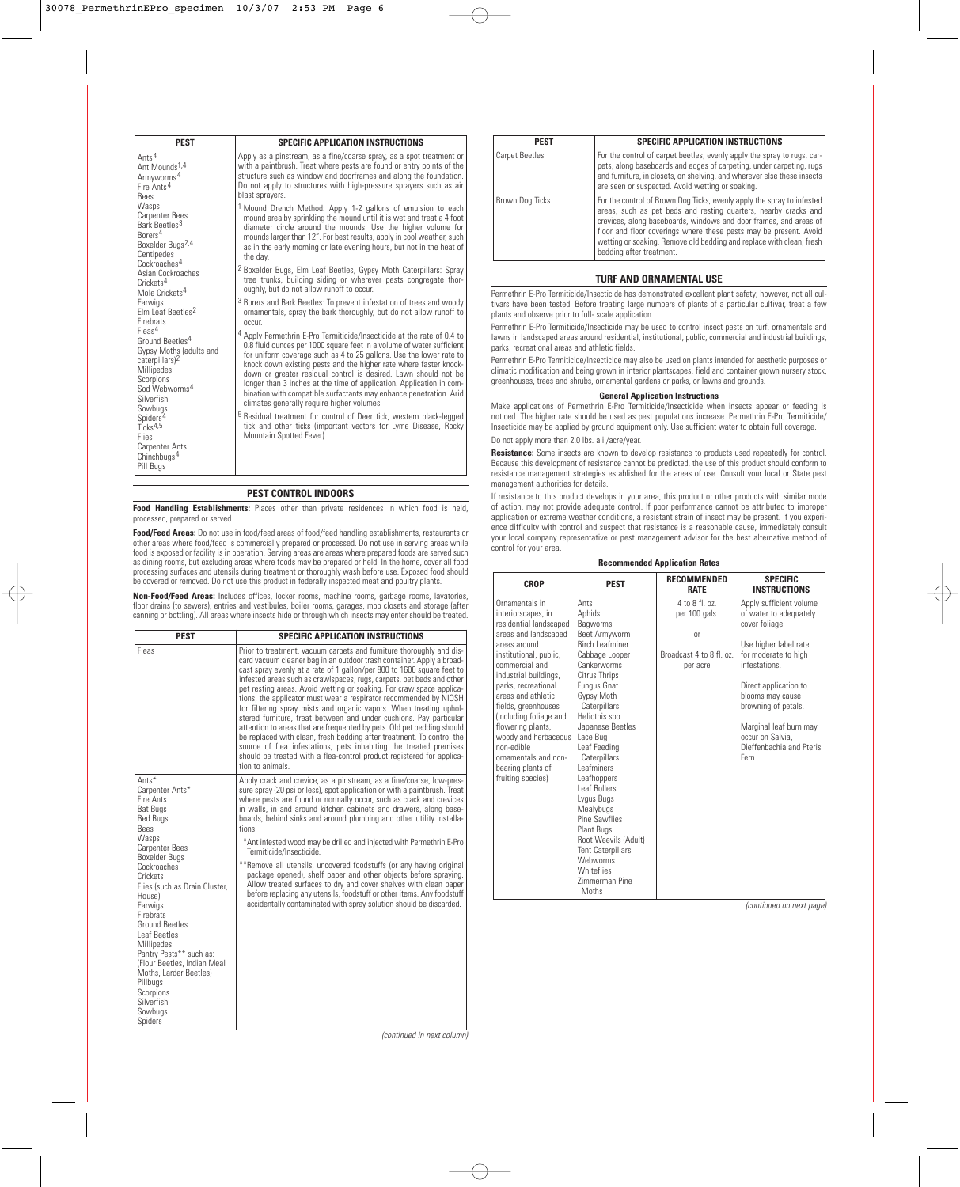| PEST | SPECIFIC APPLICATION INSTRUCTIONS |
|---|---|
| Ants[4]<br>Ant Mounds[1,4]<br>Armyworms[4]<br>Fire Ants[4]<br>Bees<br>Wasps<br>Carpenter Bees<br>Bark Beetles[3]<br>Borers[4]<br>Boxelder Bugs[2,4]<br>Centipedes<br>Cockroaches[4]<br>Asian Cockroaches<br>Crickets[4]<br>Mole Crickets[4]<br>Earwigs<br>Elm Leaf Beetles[2]<br>Firebrats<br>Fleas[4]<br>Ground Beetles[4]<br>Gypsy Moths (adults and caterpillars)[2]<br>Millipedes<br>Scorpions<br>Sod Webworms[4]<br>Silverfish<br>Sowbugs<br>Spiders[4]<br>Ticks[4,5]<br>Flies<br>Carpenter Ants<br>Chinchbugs[4]<br>Pill Bugs | Apply as a pinstream, as a fine/coarse spray, as a spot treatment or with a paintbrush. Treat where pests are found or entry points of the structure such as window and doorframes and along the foundation. Do not apply to structures with high-pressure sprayers such as air blast sprayers.<br>[1] Mound Drench Method: Apply 1-2 gallons of emulsion to each mound area by sprinkling the mound until it is wet and treat a 4 foot diameter circle around the mounds. Use the higher volume for mounds larger than 12". For best results, apply in cool weather, such as in the early morning or late evening hours, but not in the heat of the day.<br>[2] Boxelder Bugs, Elm Leaf Beetles, Gypsy Moth Caterpillars: Spray tree trunks, building siding or wherever pests congregate thoroughly, but do not allow runoff to occur.<br>[3] Borers and Bark Beetles: To prevent infestation of trees and woody ornamentals, spray the bark thoroughly, but do not allow runoff to occur.<br>[4] Apply Permethrin E-Pro Termiticide/Insecticide at the rate of 0.4 to 0.8 fluid ounces per 1000 square feet in a volume of water sufficient for uniform coverage such as 4 to 25 gallons. Use the lower rate to knock down existing pests and the higher rate where faster knockdown or greater residual control is desired. Lawn should not be longer than 3 inches at the time of application. Application in combination with compatible surfactants may enhance penetration. Arid climates generally require higher volumes.<br>[5] Residual treatment for control of Deer tick, western black-legged tick and other ticks (important vectors for Lyme Disease, Rocky Mountain Spotted Fever). |

## PEST CONTROL INDOORS

**Food Handling Establishments:** Places other than private residences in which food is held, processed, prepared or served.

**Food/Feed Areas:** Do not use in food/feed areas of food/feed handling establishments, restaurants or other areas where food/feed is commercially prepared or processed. Do not use in serving areas while food is exposed or facility is in operation. Serving areas are areas where prepared foods are served such as dining rooms, but excluding areas where foods may be prepared or held. In the home, cover all food processing surfaces and utensils during treatment or thoroughly wash before use. Exposed food should be covered or removed. Do not use this product in federally inspected meat and poultry plants.

**Non-Food/Feed Areas:** Includes offices, locker rooms, machine rooms, garbage rooms, lavatories, floor drains (to sewers), entries and vestibules, boiler rooms, garages, mop closets and storage (after canning or bottling). All areas where insects hide or through which insects may enter should be treated.

| PEST | SPECIFIC APPLICATION INSTRUCTIONS |
|---|---|
| Fleas | Prior to treatment, vacuum carpets and furniture thoroughly and discard vacuum cleaner bag in an outdoor trash container. Apply a broadcast spray evenly at a rate of 1 gallon/per 800 to 1600 square feet to infested areas such as crawlspaces, rugs, carpets, pet beds and other pet resting areas. Avoid wetting or soaking. For crawlspace applications, the applicator must wear a respirator recommended by NIOSH for filtering spray mists and organic vapors. When treating upholstered furniture, treat between and under cushions. Pay particular attention to areas that are frequented by pets. Old pet bedding should be replaced with clean, fresh bedding after treatment. To control the source of flea infestations, pets inhabiting the treated premises should be treated with a flea-control product registered for application to animals. |
| Ants*<br>Carpenter Ants*<br>Fire Ants<br>Bat Bugs<br>Bed Bugs<br>Bees<br>Wasps<br>Carpenter Bees<br>Boxelder Bugs<br>Cockroaches<br>Crickets<br>Flies (such as Drain Cluster, House)<br>Earwigs<br>Firebrats<br>Ground Beetles<br>Leaf Beetles<br>Millipedes<br>Pantry Pests** such as: (Flour Beetles, Indian Meal Moths, Larder Beetles)<br>Pillbugs<br>Scorpions<br>Silverfish<br>Sowbugs<br>Spiders | Apply crack and crevice, as a pinstream, as a fine/coarse, low-pressure spray (20 psi or less), spot application or with a paintbrush. Treat where pests are found or normally occur, such as crack and crevices in walls, in and around kitchen cabinets and drawers, along baseboards, behind sinks and around plumbing and other utility installations.<br>*Ant infested wood may be drilled and injected with Permethrin E-Pro Termiticide/Insecticide.<br>**Remove all utensils, uncovered foodstuffs (or any having original package opened), shelf paper and other objects before spraying. Allow treated surfaces to dry and cover shelves with clean paper before replacing any utensils, foodstuff or other items. Any foodstuff accidentally contaminated with spray solution should be discarded. |

*(continued in next column)*

| PEST | SPECIFIC APPLICATION INSTRUCTIONS |
|---|---|
| Carpet Beetles | For the control of carpet beetles, evenly apply the spray to rugs, carpets, along baseboards and edges of carpeting, under carpeting, rugs and furniture, in closets, on shelving, and wherever else these insects are seen or suspected. Avoid wetting or soaking. |
| Brown Dog Ticks | For the control of Brown Dog Ticks, evenly apply the spray to infested areas, such as pet beds and resting quarters, nearby cracks and crevices, along baseboards, windows and door frames, and areas of floor and floor coverings where these pests may be present. Avoid wetting or soaking. Remove old bedding and replace with clean, fresh bedding after treatment. |

## TURF AND ORNAMENTAL USE

Permethrin E-Pro Termiticide/Insecticide has demonstrated excellent plant safety; however, not all cultivars have been tested. Before treating large numbers of plants of a particular cultivar, treat a few plants and observe prior to full- scale application.

Permethrin E-Pro Termiticide/Insecticide may be used to control insect pests on turf, ornamentals and lawns in landscaped areas around residential, institutional, public, commercial and industrial buildings, parks, recreational areas and athletic fields.

Permethrin E-Pro Termiticide/Insecticide may also be used on plants intended for aesthetic purposes or climatic modification and being grown in interior plantscapes, field and container grown nursery stock, greenhouses, trees and shrubs, ornamental gardens or parks, or lawns and grounds.

### General Application Instructions

Make applications of Permethrin E-Pro Termiticide/Insecticide when insects appear or feeding is noticed. The higher rate should be used as pest populations increase. Permethrin E-Pro Termiticide/Insecticide may be applied by ground equipment only. Use sufficient water to obtain full coverage.

Do not apply more than 2.0 lbs. a.i./acre/year.

**Resistance:** Some insects are known to develop resistance to products used repeatedly for control. Because this development of resistance cannot be predicted, the use of this product should conform to resistance management strategies established for the areas of use. Consult your local or State pest management authorities for details.

If resistance to this product develops in your area, this product or other products with similar mode of action, may not provide adequate control. If poor performance cannot be attributed to improper application or extreme weather conditions, a resistant strain of insect may be present. If you experience difficulty with control and suspect that resistance is a reasonable cause, immediately consult your local company representative or pest management advisor for the best alternative method of control for your area.

### Recommended Application Rates

| CROP | PEST | RECOMMENDED RATE | SPECIFIC INSTRUCTIONS |
|---|---|---|---|
| Ornamentals in interiorscapes, in residential landscaped areas and landscaped areas around institutional, public, commercial and industrial buildings, parks, recreational areas and athletic fields, greenhouses (including foliage and flowering plants, woody and herbaceous non-edible ornamentals and non-bearing plants of fruiting species) | Ants<br>Aphids<br>Bagworms<br>Beet Armyworm<br>Birch Leafminer<br>Cabbage Looper<br>Cankerworms<br>Citrus Thrips<br>Fungus Gnat<br>Gypsy Moth Caterpillars<br>Heliothis spp.<br>Japanese Beetles<br>Lace Bug<br>Leaf Feeding Caterpillars<br>Leafminers<br>Leafhoppers<br>Leaf Rollers<br>Lygus Bugs<br>Mealybugs<br>Pine Sawflies<br>Plant Bugs<br>Root Weevils (Adult)<br>Tent Caterpillars<br>Webworms<br>Whiteflies<br>Zimmerman Pine Moths | 4 to 8 fl. oz. per 100 gals.<br>or<br>Broadcast 4 to 8 fl. oz. per acre | Apply sufficient volume of water to adequately cover foliage.<br>Use higher label rate for moderate to high infestations.<br>Direct application to blooms may cause browning of petals.<br>Marginal leaf burn may occur on Salvia, Dieffenbachia and Pteris Fern. |

*(continued on next page)*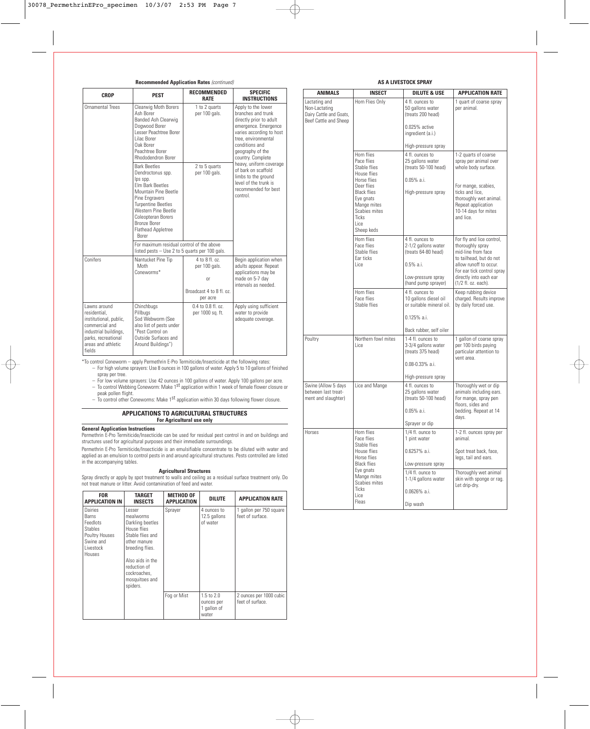**Recommended Application Rates** *(continued)*

| CROP | PEST | RECOMMENDED RATE | SPECIFIC INSTRUCTIONS |
|---|---|---|---|
| Ornamental Trees | Clearwig Moth Borers<br>Ash Borer<br>Banded Ash Clearwig<br>Dogwood Borer<br>Lesser Peachtree Borer<br>Lilac Borer<br>Oak Borer<br>Peachtree Borer<br>Rhododendron Borer | 1 to 2 quarts per 100 gals. | Apply to the lower branches and trunk directly prior to adult emergence. Emergence varies according to host tree, environmental conditions and geography of the country. Complete heavy, uniform coverage of bark on scaffold limbs to the ground level of the trunk is recommended for best control. |
| | Bark Beetles<br>Dendroctonus spp.<br>Ips spp.<br>Elm Bark Beetles<br>Mountain Pine Beetle<br>Pine Engravers<br>Turpentine Beetles<br>Western Pine Beetle<br>Coleopteran Borers<br>Bronze Borer<br>Flathead Appletree Borer | 2 to 5 quarts per 100 gals. | |
| | For maximum residual control of the above listed pests – Use 2 to 5 quarts per 100 gals. | | |
| Conifers | Nantucket Pine Tip Moth<br>Coneworms* | 4 to 8 fl. oz. per 100 gals.<br>or<br>Broadcast 4 to 8 fl. oz. per acre | Begin application when adults appear. Repeat applications may be made on 5-7 day intervals as needed. |
| Lawns around residential, institutional, public, commercial and industrial buildings, parks, recreational areas and athletic fields | Chinchbugs<br>Pillbugs<br>Sod Webworm (See also list of pests under "Pest Control on Outside Surfaces and Around Buildings") | 0.4 to 0.8 fl. oz. per 1000 sq. ft. | Apply using sufficient water to provide adequate coverage. |

*To control Coneworm – apply Permethrin E-Pro Termiticide/Insecticide at the following rates:

- For high volume sprayers: Use 8 ounces in 100 gallons of water. Apply 5 to 10 gallons of finished spray per tree.
- For low volume sprayers: Use 42 ounces in 100 gallons of water. Apply 100 gallons per acre.
- To control Webbing Coneworm: Make 1st application within 1 week of female flower closure or peak pollen flight.
- To control other Coneworms: Make 1st application within 30 days following flower closure.

## APPLICATIONS TO AGRICULTURAL STRUCTURES

**For Agricultural use only**

**General Application Instructions**

Permethrin E-Pro Termiticide/Insecticide can be used for residual pest control in and on buildings and structures used for agricultural purposes and their immediate surroundings.

Permethrin E-Pro Termiticide/Insecticide is an emulsifiable concentrate to be diluted with water and applied as an emulsion to control pests in and around agricultural structures. Pests controlled are listed in the accompanying tables.

**Agricultural Structures**

Spray directly or apply by spot treatment to walls and ceiling as a residual surface treatment only. Do not treat manure or litter. Avoid contamination of feed and water.

| FOR APPLICATION IN | TARGET INSECTS | METHOD OF APPLICATION | DILUTE | APPLICATION RATE |
|---|---|---|---|---|
| Dairies<br>Barns<br>Feedlots<br>Stables<br>Poultry Houses<br>Swine and Livestock Houses | Lesser mealworms<br>Darkling beetles<br>House flies<br>Stable flies and other manure breeding flies.<br><br>Also aids in the reduction of cockroaches, mosquitoes and spiders. | Sprayer | 4 ounces to 12.5 gallons of water | 1 gallon per 750 square feet of surface. |
| | | Fog or Mist | 1.5 to 2.0 ounces per 1 gallon of water | 2 ounces per 1000 cubic feet of surface. |

**AS A LIVESTOCK SPRAY**

| ANIMALS | INSECT | DILUTE & USE | APPLICATION RATE |
|---|---|---|---|
| Lactating and Non-Lactating Dairy Cattle and Goats, Beef Cattle and Sheep | Horn Flies Only | 4 fl. ounces to 50 gallons water (treats 200 head)<br><br>0.025% active ingredient (a.i.)<br><br>High-pressure spray | 1 quart of coarse spray per animal. |
| | Horn flies<br>Face flies<br>Stable flies<br>House flies<br>Horse flies<br>Deer flies<br>Black flies<br>Eye gnats<br>Mange mites<br>Scabies mites<br>Ticks<br>Lice<br>Sheep keds | 4 fl. ounces to 25 gallons water (treats 50-100 head)<br><br>0.05% a.i.<br><br>High-pressure spray | 1-2 quarts of coarse spray per animal over whole body surface.<br><br>For mange, scabies, ticks and lice, thoroughly wet animal. Repeat application 10-14 days for mites and lice. |
| | Horn flies<br>Face flies<br>Stable flies<br>Ear ticks<br>Lice | 4 fl. ounces to 2-1/2 gallons water (treats 64-80 head)<br><br>0.5% a.i.<br><br>Low-pressure spray (hand pump sprayer) | For fly and lice control, thoroughly spray mid-line from face to tailhead, but do not allow runoff to occur. For ear tick control spray directly into each ear (1/2 fl. oz. each). |
| | Horn flies<br>Face flies<br>Stable flies | 4 fl. ounces to 10 gallons diesel oil or suitable mineral oil.<br><br>0.125% a.i.<br><br>Back rubber, self oiler | Keep rubbing device charged. Results improve by daily forced use. |
| Poultry | Northern fowl mites<br>Lice | 1-4 fl. ounces to 3-3/4 gallons water (treats 375 head)<br><br>0.08-0.33% a.i.<br><br>High-pressure spray | 1 gallon of coarse spray per 100 birds paying particular attention to vent area. |
| Swine (Allow 5 days between last treatment and slaughter) | Lice and Mange | 4 fl. ounces to 25 gallons water (treats 50-100 head)<br><br>0.05% a.i.<br><br>Sprayer or dip | Thoroughly wet or dip animals including ears. For mange, spray pen floors, sides and bedding. Repeat at 14 days. |
| Horses | Horn flies<br>Face flies<br>Stable flies<br>House flies<br>Horse flies<br>Black flies<br>Eye gnats<br>Mange mites<br>Scabies mites<br>Ticks<br>Lice<br>Fleas | 1/4 fl. ounce to 1 pint water<br><br>0.6257% a.i.<br><br>Low-pressure spray | 1-2 fl. ounces spray per animal.<br><br>Spot treat back, face, legs, tail and ears. |
| | | 1/4 fl. ounce to 1-1/4 gallons water<br><br>0.0626% a.i.<br><br>Dip wash | Thoroughly wet animal skin with sponge or rag. Let drip-dry. |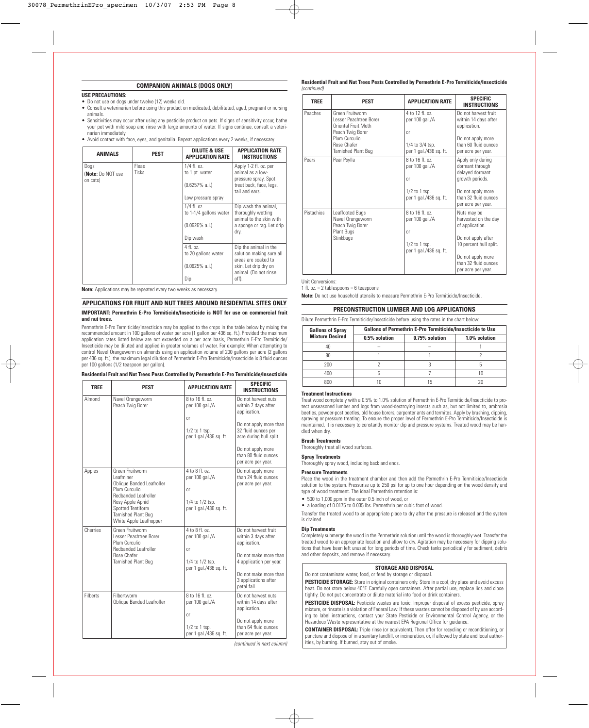## COMPANION ANIMALS (DOGS ONLY)

**USE PRECAUTIONS:**

- Do not use on dogs under twelve (12) weeks old.
- Consult a veterinarian before using this product on medicated, debilitated, aged, pregnant or nursing animals.
- Sensitivities may occur after using any pesticide product on pets. If signs of sensitivity occur, bathe your pet with mild soap and rinse with large amounts of water. If signs continue, consult a veterinarian immediately.
- Avoid contact with face, eyes, and genitalia. Repeat applications every 2 weeks, if necessary.

| ANIMALS | PEST | DILUTE & USE APPLICATION RATE | APPLICATION RATE INSTRUCTIONS |
|---|---|---|---|
| Dogs (**Note:** Do NOT use on cats) | Fleas Ticks | 1/4 fl. oz. to 1 pt. water (0.6257% a.i.) Low pressure spray | Apply 1-2 fl. oz. per animal as a low-pressure spray. Spot treat back, face, legs, tail and ears. |
| | | 1/4 fl. oz. to 1-1/4 gallons water (0.0626% a.i.) Dip wash | Dip wash the animal, thoroughly wetting animal to the skin with a sponge or rag. Let drip dry. |
| | | 4 fl. oz. to 20 gallons water (0.0625% a.i.) Dip | Dip the animal in the solution making sure all areas are soaked to skin. Let drip dry on animal. (Do not rinse off). |

**Note:** Applications may be repeated every two weeks as necessary.

## APPLICATIONS FOR FRUIT AND NUT TREES AROUND RESIDENTIAL SITES ONLY

**IMPORTANT: Permethrin E-Pro Termiticide/Insecticide is NOT for use on commercial fruit and nut trees.**

Permethrin E-Pro Termiticide/Insecticide may be applied to the crops in the table below by mixing the recommended amount in 100 gallons of water per acre (1 gallon per 436 sq. ft.). Provided the maximum application rates listed below are not exceeded on a per acre basis, Permethrin E-Pro Termiticide/Insecticide may be diluted and applied in greater volumes of water. For example: When attempting to control Navel Orangeworm on almonds using an application volume of 200 gallons per acre (2 gallons per 436 sq. ft.), the maximum legal dilution of Permethrin E-Pro Termiticide/Insecticide is 8 fluid ounces per 100 gallons (1/2 teaspoon per gallon).

**Residential Fruit and Nut Trees Pests Controlled by Permethrin E-Pro Termiticide/Insecticide**

| TREE | PEST | APPLICATION RATE | SPECIFIC INSTRUCTIONS |
|---|---|---|---|
| Almond | Navel Orangeworm Peach Twig Borer | 8 to 16 fl. oz. per 100 gal./A or 1/2 to 1 tsp. per 1 gal./436 sq. ft. | Do not harvest nuts within 7 days after application. Do not apply more than 32 fluid ounces per acre during hull split. Do not apply more than 80 fluid ounces per acre per year. |
| Apples | Green Fruitworm Leafminer Oblique Banded Leafroller Plum Curculio Redbanded Leafroller Rosy Apple Aphid Spotted Tentiform Tarnished Plant Bug White Apple Leafhopper | 4 to 8 fl. oz. per 100 gal./A or 1/4 to 1/2 tsp. per 1 gal./436 sq. ft. | Do not apply more than 24 fluid ounces per acre per year. |
| Cherries | Green Fruitworm Lesser Peachtree Borer Plum Curculio Redbanded Leafroller Rose Chafer Tarnished Plant Bug | 4 to 8 fl. oz. per 100 gal./A or 1/4 to 1/2 tsp. per 1 gal./436 sq. ft. | Do not harvest fruit within 3 days after application. Do not make more than 4 application per year. Do not make more than 3 applications after petal fall. |
| Filberts | Filbertworm Oblique Banded Leafroller | 8 to 16 fl. oz. per 100 gal./A or 1/2 to 1 tsp. per 1 gal./436 sq. ft. | Do not harvest nuts within 14 days after application. Do not apply more than 64 fluid ounces per acre per year. |
| Peaches | Green Fruitworm Lesser Peachtree Borer Oriental Fruit Moth Peach Twig Borer Plum Curculio Rose Chafer Tarnished Plant Bug | 4 to 12 fl. oz. per 100 gal./A or 1/4 to 3/4 tsp. per 1 gal./436 sq. ft. | Do not harvest fruit within 14 days after application. Do not apply more than 60 fluid ounces per acre per year. |
| Pears | Pear Psylla | 8 to 16 fl. oz. per 100 gal./A or 1/2 to 1 tsp. per 1 gal./436 sq. ft. | Apply only during dormant through delayed dormant growth periods. Do not apply more than 32 fluid ounces per acre per year. |
| Pistachios | Leaffooted Bugs Navel Orangeworm Peach Twig Borer Plant Bugs Stinkbugs | 8 to 16 fl. oz. per 100 gal./A or 1/2 to 1 tsp. per 1 gal./436 sq. ft. | Nuts may be harvested on the day of application. Do not apply after 10 percent hull split. Do not apply more than 32 fluid ounces per acre per year. |

Unit Conversions:
1 fl. oz. = 2 tablespoons = 6 teaspoons

**Note:** Do not use household utensils to measure Permethrin E-Pro Termiticide/Insecticide.

## PRECONSTRUCTION LUMBER AND LOG APPLICATIONS

Dilute Permethrin E-Pro Termiticide/Insecticide before using the rates in the chart below:

| Gallons of Spray Mixture Desired | Gallons of Permethrin E-Pro Termiticide/Insecticide to Use | | |
|---|---|---|---|
| | 0.5% solution | 0.75% solution | 1.0% solution |
| 40 | – | – | 1 |
| 80 | 1 | 1 | 2 |
| 200 | 2 | 3 | 5 |
| 400 | 5 | 7 | 10 |
| 800 | 10 | 15 | 20 |

**Treatment Instructions**

Treat wood completely with a 0.5% to 1.0% solution of Permethrin E-Pro Termiticide/Insecticide to protect unseasoned lumber and logs from wood-destroying insects such as, but not limited to, ambrosia beetles, powder-post beetles, old house borers, carpenter ants and termites. Apply by brushing, dipping, spraying or pressure treating. To ensure the proper level of Permethrin E-Pro Termiticide/Insecticide is maintained, it is necessary to constantly monitor dip and pressure systems. Treated wood may be handled when dry.

**Brush Treatments**

Thoroughly treat all wood surfaces.

**Spray Treatments**

Thoroughly spray wood, including back and ends.

**Pressure Treatments**

Place the wood in the treatment chamber and then add the Permethrin E-Pro Termiticide/Insecticide solution to the system. Pressurize up to 250 psi for up to one hour depending on the wood density and type of wood treatment. The ideal Permethrin retention is:

- 500 to 1,000 ppm in the outer 0.5 inch of wood, or
- a loading of 0.0175 to 0.035 lbs. Permethrin per cubic foot of wood.

Transfer the treated wood to an appropriate place to dry after the pressure is released and the system is drained.

**Dip Treatments**

Completely submerge the wood in the Permethrin solution until the wood is thoroughly wet. Transfer the treated wood to an appropriate location and allow to dry. Agitation may be necessary for dipping solutions that have been left unused for long periods of time. Check tanks periodically for sediment, debris and other deposits, and remove if necessary.

### STORAGE AND DISPOSAL

Do not contaminate water, food, or feed by storage or disposal.

**PESTICIDE STORAGE:** Store in original containers only. Store in a cool, dry place and avoid excess heat. Do not store below 40°F. Carefully open containers. After partial use, replace lids and close tightly. Do not put concentrate or dilute material into food or drink containers.

**PESTICIDE DISPOSAL:** Pesticide wastes are toxic. Improper disposal of excess pesticide, spray mixture, or rinsate is a violation of Federal Law. If these wastes cannot be disposed of by use according to label instructions, contact your State Pesticide or Environmental Control Agency, or the Hazardous Waste representative at the nearest EPA Regional Office for guidance.

**CONTAINER DISPOSAL:** Triple rinse (or equivalent). Then offer for recycling or reconditioning, or puncture and dispose of in a sanitary landfill, or incineration, or, if allowed by state and local authorities, by burning. If burned, stay out of smoke.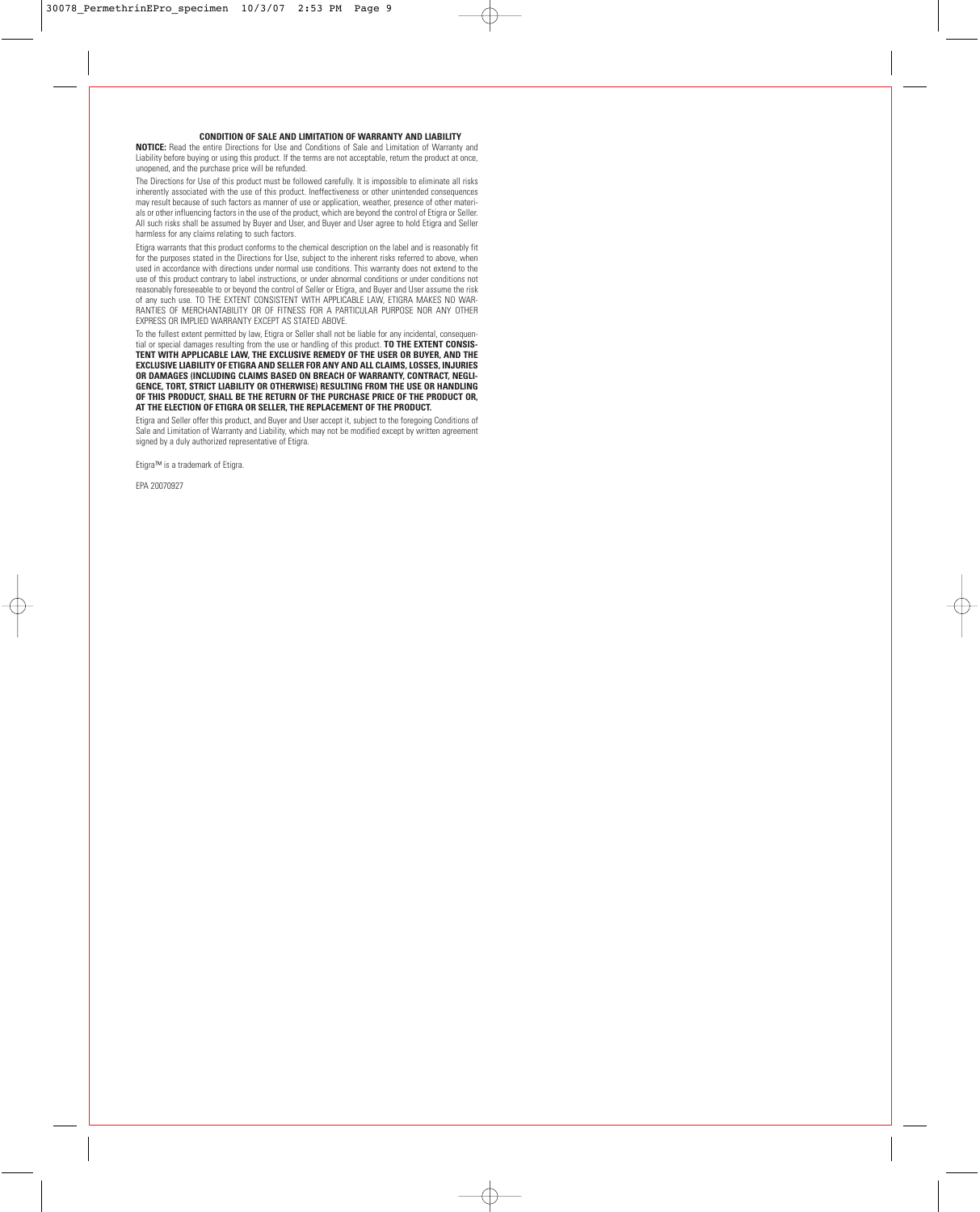**CONDITION OF SALE AND LIMITATION OF WARRANTY AND LIABILITY**

**NOTICE:** Read the entire Directions for Use and Conditions of Sale and Limitation of Warranty and Liability before buying or using this product. If the terms are not acceptable, return the product at once, unopened, and the purchase price will be refunded.

The Directions for Use of this product must be followed carefully. It is impossible to eliminate all risks inherently associated with the use of this product. Ineffectiveness or other unintended consequences may result because of such factors as manner of use or application, weather, presence of other materials or other influencing factors in the use of the product, which are beyond the control of Etigra or Seller. All such risks shall be assumed by Buyer and User, and Buyer and User agree to hold Etigra and Seller harmless for any claims relating to such factors.

Etigra warrants that this product conforms to the chemical description on the label and is reasonably fit for the purposes stated in the Directions for Use, subject to the inherent risks referred to above, when used in accordance with directions under normal use conditions. This warranty does not extend to the use of this product contrary to label instructions, or under abnormal conditions or under conditions not reasonably foreseeable to or beyond the control of Seller or Etigra, and Buyer and User assume the risk of any such use. TO THE EXTENT CONSISTENT WITH APPLICABLE LAW, ETIGRA MAKES NO WARRANTIES OF MERCHANTABILITY OR OF FITNESS FOR A PARTICULAR PURPOSE NOR ANY OTHER EXPRESS OR IMPLIED WARRANTY EXCEPT AS STATED ABOVE.

To the fullest extent permitted by law, Etigra or Seller shall not be liable for any incidental, consequential or special damages resulting from the use or handling of this product. **TO THE EXTENT CONSISTENT WITH APPLICABLE LAW, THE EXCLUSIVE REMEDY OF THE USER OR BUYER, AND THE EXCLUSIVE LIABILITY OF ETIGRA AND SELLER FOR ANY AND ALL CLAIMS, LOSSES, INJURIES OR DAMAGES (INCLUDING CLAIMS BASED ON BREACH OF WARRANTY, CONTRACT, NEGLIGENCE, TORT, STRICT LIABILITY OR OTHERWISE) RESULTING FROM THE USE OR HANDLING OF THIS PRODUCT, SHALL BE THE RETURN OF THE PURCHASE PRICE OF THE PRODUCT OR, AT THE ELECTION OF ETIGRA OR SELLER, THE REPLACEMENT OF THE PRODUCT.**

Etigra and Seller offer this product, and Buyer and User accept it, subject to the foregoing Conditions of Sale and Limitation of Warranty and Liability, which may not be modified except by written agreement signed by a duly authorized representative of Etigra.

Etigra™ is a trademark of Etigra.

EPA 20070927